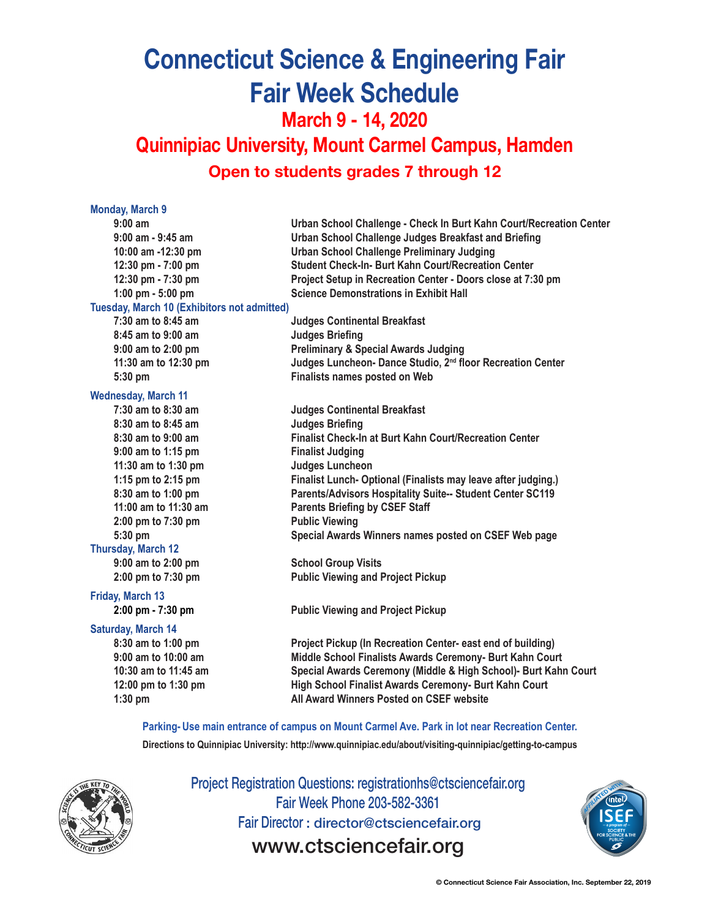# Connecticut Science & Engineering Fair
# Fair Week Schedule

## March 9 - 14, 2020

## Quinnipiac University, Mount Carmel Campus, Hamden

### Open to students grades 7 through 12

**Monday, March 9**

| | |
|---|---|
| 9:00 am | Urban School Challenge - Check In Burt Kahn Court/Recreation Center |
| 9:00 am - 9:45 am | Urban School Challenge Judges Breakfast and Briefing |
| 10:00 am -12:30 pm | Urban School Challenge Preliminary Judging |
| 12:30 pm - 7:00 pm | Student Check-In- Burt Kahn Court/Recreation Center |
| 12:30 pm - 7:30 pm | Project Setup in Recreation Center - Doors close at 7:30 pm |
| 1:00 pm - 5:00 pm | Science Demonstrations in Exhibit Hall |

**Tuesday, March 10 (Exhibitors not admitted)**

| | |
|---|---|
| 7:30 am to 8:45 am | Judges Continental Breakfast |
| 8:45 am to 9:00 am | Judges Briefing |
| 9:00 am to 2:00 pm | Preliminary & Special Awards Judging |
| 11:30 am to 12:30 pm | Judges Luncheon- Dance Studio, 2nd floor Recreation Center |
| 5:30 pm | Finalists names posted on Web |

**Wednesday, March 11**

| | |
|---|---|
| 7:30 am to 8:30 am | Judges Continental Breakfast |
| 8:30 am to 8:45 am | Judges Briefing |
| 8:30 am to 9:00 am | Finalist Check-In at Burt Kahn Court/Recreation Center |
| 9:00 am to 1:15 pm | Finalist Judging |
| 11:30 am to 1:30 pm | Judges Luncheon |
| 1:15 pm to 2:15 pm | Finalist Lunch- Optional (Finalists may leave after judging.) |
| 8:30 am to 1:00 pm | Parents/Advisors Hospitality Suite-- Student Center SC119 |
| 11:00 am to 11:30 am | Parents Briefing by CSEF Staff |
| 2:00 pm to 7:30 pm | Public Viewing |
| 5:30 pm | Special Awards Winners names posted on CSEF Web page |

**Thursday, March 12**

| | |
|---|---|
| 9:00 am to 2:00 pm | School Group Visits |
| 2:00 pm to 7:30 pm | Public Viewing and Project Pickup |

**Friday, March 13**

| | |
|---|---|
| 2:00 pm - 7:30 pm | Public Viewing and Project Pickup |

**Saturday, March 14**

| | |
|---|---|
| 8:30 am to 1:00 pm | Project Pickup (In Recreation Center- east end of building) |
| 9:00 am to 10:00 am | Middle School Finalists Awards Ceremony- Burt Kahn Court |
| 10:30 am to 11:45 am | Special Awards Ceremony (Middle & High School)- Burt Kahn Court |
| 12:00 pm to 1:30 pm | High School Finalist Awards Ceremony- Burt Kahn Court |
| 1:30 pm | All Award Winners Posted on CSEF website |

**Parking- Use main entrance of campus on Mount Carmel Ave. Park in lot near Recreation Center.**

**Directions to Quinnipiac University: http://www.quinnipiac.edu/about/visiting-quinnipiac/getting-to-campus**

Project Registration Questions: registrationhs@ctsciencefair.org

Fair Week Phone 203-582-3361

Fair Director : director@ctsciencefair.org

www.ctsciencefair.org

© Connecticut Science Fair Association, Inc. September 22, 2019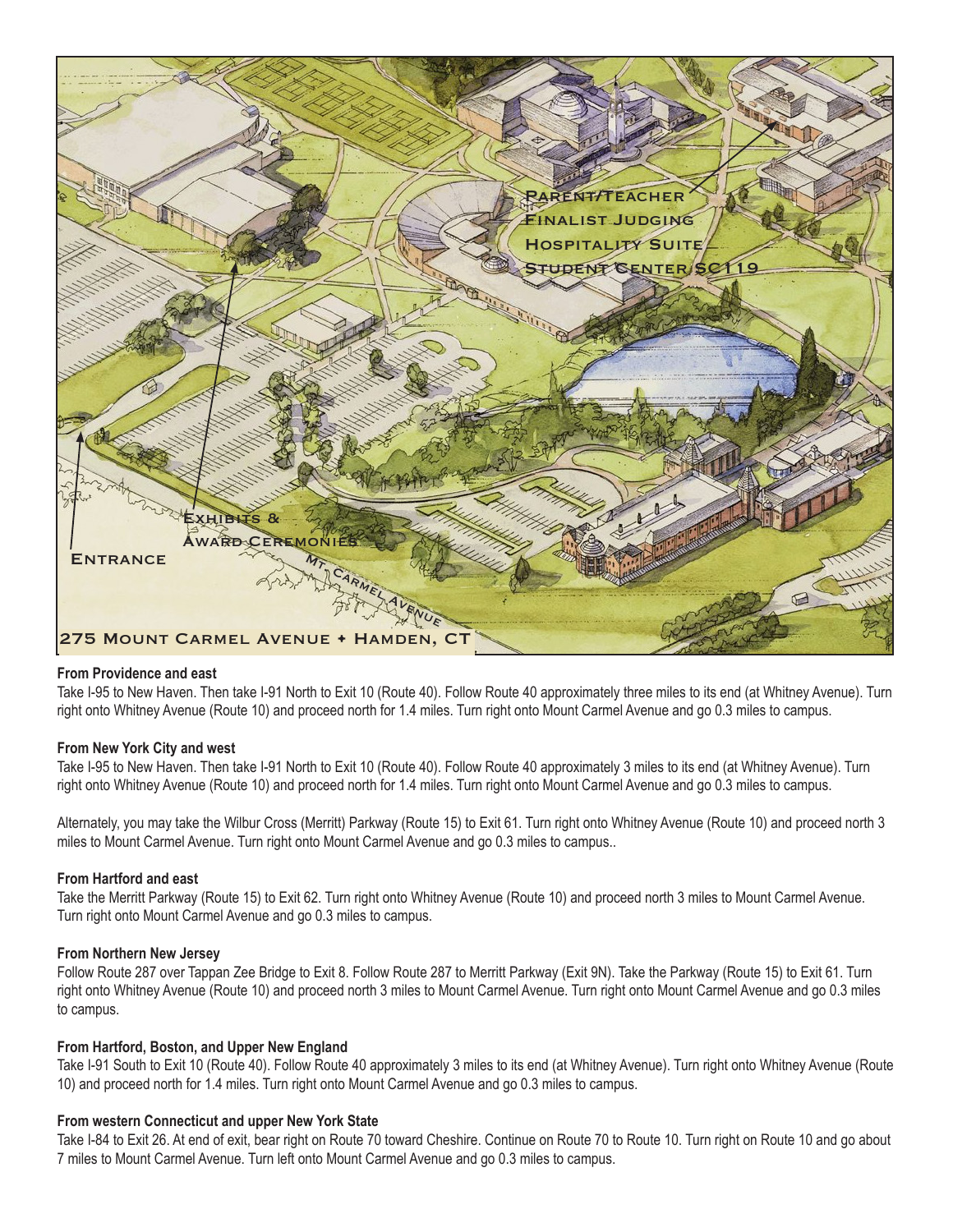Parent/Teacher
Finalist Judging
Hospitality Suite
Student Center/SC119

Exhibits &
Award Ceremonies

Entrance

Mt. Carmel Avenue

275 Mount Carmel Avenue • Hamden, CT

**From Providence and east**

Take I-95 to New Haven. Then take I-91 North to Exit 10 (Route 40). Follow Route 40 approximately three miles to its end (at Whitney Avenue). Turn right onto Whitney Avenue (Route 10) and proceed north for 1.4 miles. Turn right onto Mount Carmel Avenue and go 0.3 miles to campus.

**From New York City and west**

Take I-95 to New Haven. Then take I-91 North to Exit 10 (Route 40). Follow Route 40 approximately 3 miles to its end (at Whitney Avenue). Turn right onto Whitney Avenue (Route 10) and proceed north for 1.4 miles. Turn right onto Mount Carmel Avenue and go 0.3 miles to campus.

Alternately, you may take the Wilbur Cross (Merritt) Parkway (Route 15) to Exit 61. Turn right onto Whitney Avenue (Route 10) and proceed north 3 miles to Mount Carmel Avenue. Turn right onto Mount Carmel Avenue and go 0.3 miles to campus..

**From Hartford and east**

Take the Merritt Parkway (Route 15) to Exit 62. Turn right onto Whitney Avenue (Route 10) and proceed north 3 miles to Mount Carmel Avenue. Turn right onto Mount Carmel Avenue and go 0.3 miles to campus.

**From Northern New Jersey**

Follow Route 287 over Tappan Zee Bridge to Exit 8. Follow Route 287 to Merritt Parkway (Exit 9N). Take the Parkway (Route 15) to Exit 61. Turn right onto Whitney Avenue (Route 10) and proceed north 3 miles to Mount Carmel Avenue. Turn right onto Mount Carmel Avenue and go 0.3 miles to campus.

**From Hartford, Boston, and Upper New England**

Take I-91 South to Exit 10 (Route 40). Follow Route 40 approximately 3 miles to its end (at Whitney Avenue). Turn right onto Whitney Avenue (Route 10) and proceed north for 1.4 miles. Turn right onto Mount Carmel Avenue and go 0.3 miles to campus.

**From western Connecticut and upper New York State**

Take I-84 to Exit 26. At end of exit, bear right on Route 70 toward Cheshire. Continue on Route 70 to Route 10. Turn right on Route 10 and go about 7 miles to Mount Carmel Avenue. Turn left onto Mount Carmel Avenue and go 0.3 miles to campus.